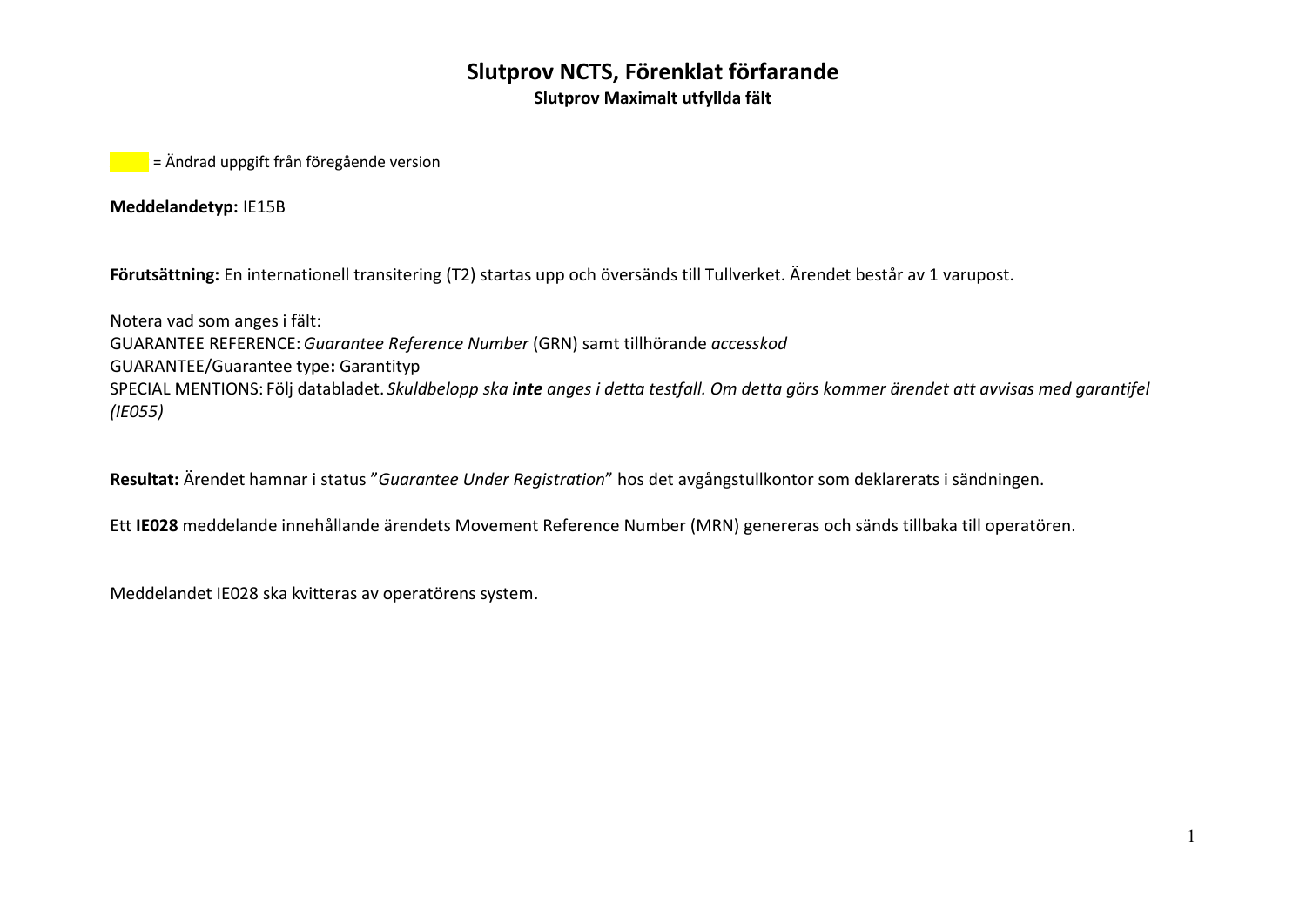# Slutprov NCTS, Förenklat förfarande

## Slutprov Maximalt utfyllda fält

= Ändrad uppgift från föregående version

**Meddelandetyp:** IE15B

**Förutsättning:** En internationell transitering (T2) startas upp och översänds till Tullverket. Ärendet består av 1 varupost.

Notera vad som anges i fält:
GUARANTEE REFERENCE: *Guarantee Reference Number* (GRN) samt tillhörande *accesskod*
GUARANTEE/Guarantee type**:** Garantityp
SPECIAL MENTIONS: Följ databladet. *Skuldbelopp ska **inte** anges i detta testfall. Om detta görs kommer ärendet att avvisas med garantifel (IE055)*

**Resultat:** Ärendet hamnar i status ”*Guarantee Under Registration*” hos det avgångstullkontor som deklarerats i sändningen.

Ett **IE028** meddelande innehållande ärendets Movement Reference Number (MRN) genereras och sänds tillbaka till operatören.

Meddelandet IE028 ska kvitteras av operatörens system.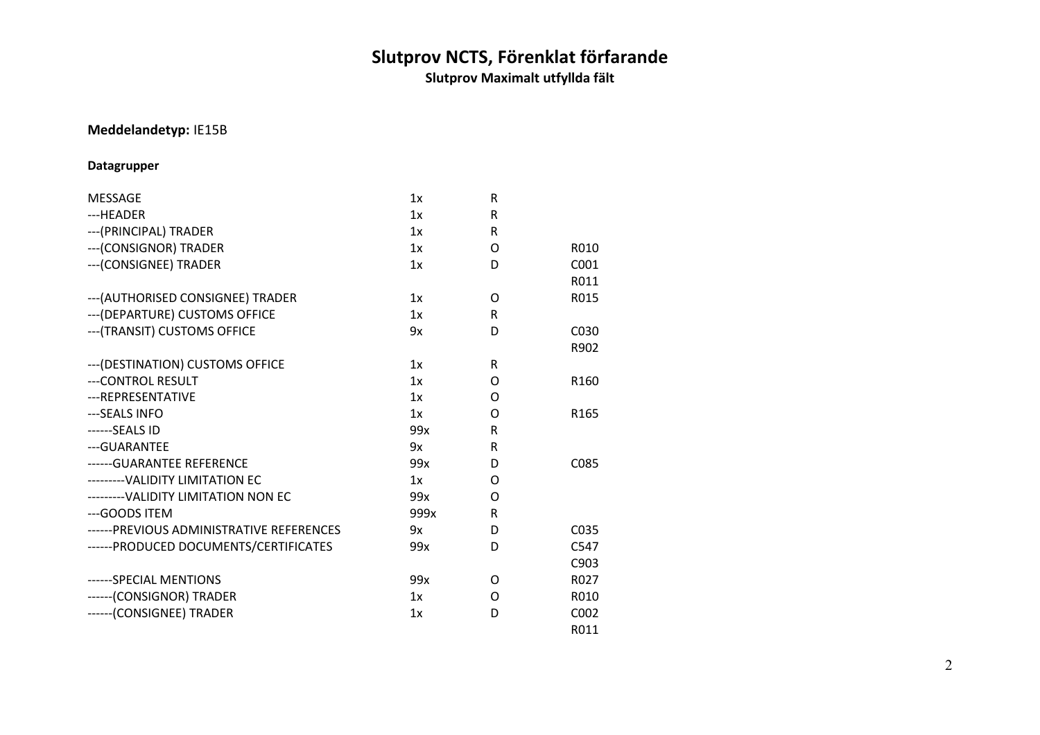# Slutprov NCTS, Förenklat förfarande

**Slutprov Maximalt utfyllda fält**

**Meddelandetyp:** IE15B

**Datagrupper**

| | | | |
|---|---|---|---|
| MESSAGE | 1x | R | |
| ---HEADER | 1x | R | |
| ---(PRINCIPAL) TRADER | 1x | R | |
| ---(CONSIGNOR) TRADER | 1x | O | R010 |
| ---(CONSIGNEE) TRADER | 1x | D | C001<br>R011 |
| ---(AUTHORISED CONSIGNEE) TRADER | 1x | O | R015 |
| ---(DEPARTURE) CUSTOMS OFFICE | 1x | R | |
| ---(TRANSIT) CUSTOMS OFFICE | 9x | D | C030<br>R902 |
| ---(DESTINATION) CUSTOMS OFFICE | 1x | R | |
| ---CONTROL RESULT | 1x | O | R160 |
| ---REPRESENTATIVE | 1x | O | |
| ---SEALS INFO | 1x | O | R165 |
| ------SEALS ID | 99x | R | |
| ---GUARANTEE | 9x | R | |
| ------GUARANTEE REFERENCE | 99x | D | C085 |
| ---------VALIDITY LIMITATION EC | 1x | O | |
| ---------VALIDITY LIMITATION NON EC | 99x | O | |
| ---GOODS ITEM | 999x | R | |
| ------PREVIOUS ADMINISTRATIVE REFERENCES | 9x | D | C035 |
| ------PRODUCED DOCUMENTS/CERTIFICATES | 99x | D | C547<br>C903 |
| ------SPECIAL MENTIONS | 99x | O | R027 |
| ------(CONSIGNOR) TRADER | 1x | O | R010 |
| ------(CONSIGNEE) TRADER | 1x | D | C002<br>R011 |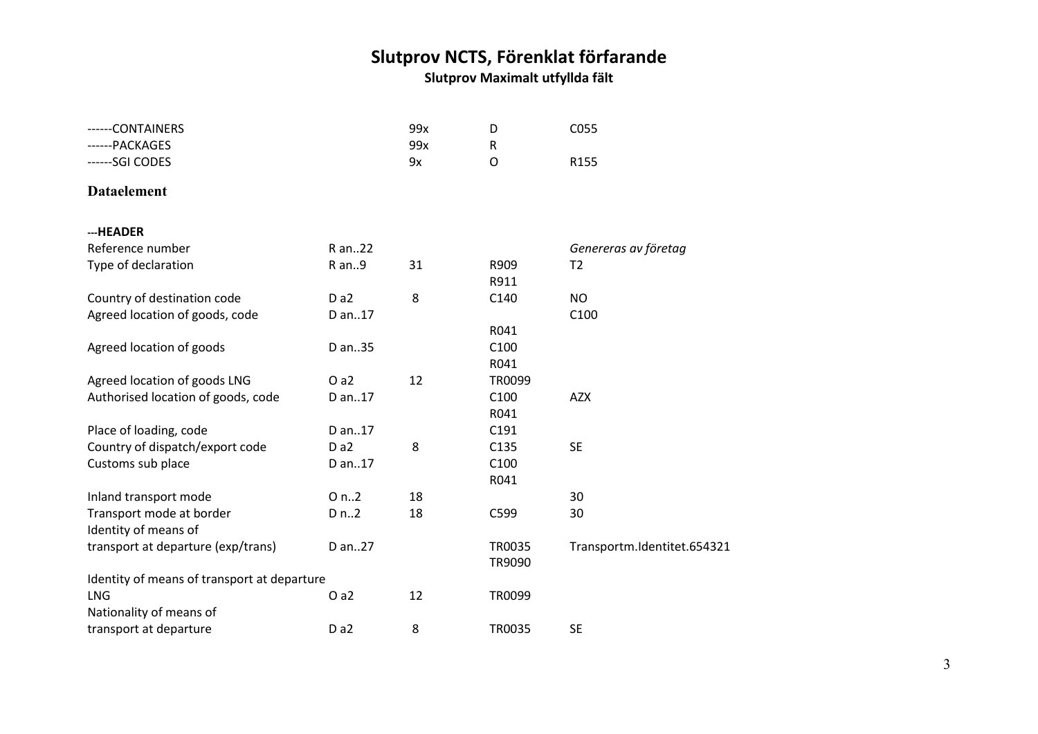# Slutprov NCTS, Förenklat förfarande

**Slutprov Maximalt utfyllda fält**

| | | | | |
|---|---|---|---|---|
| ------CONTAINERS | | 99x | D | C055 |
| ------PACKAGES | | 99x | R | |
| ------SGI CODES | | 9x | O | R155 |

## Dataelement

| | | | | |
|---|---|---|---|---|
| **---HEADER** | | | | |
| Reference number | R an..22 | | | *Genereras av företag* |
| Type of declaration | R an..9 | 31 | R909<br>R911 | T2 |
| Country of destination code | D a2 | 8 | C140 | NO |
| Agreed location of goods, code | D an..17 | | R041 | C100 |
| Agreed location of goods | D an..35 | | C100<br>R041 | |
| Agreed location of goods LNG | O a2 | 12 | TR0099 | |
| Authorised location of goods, code | D an..17 | | C100<br>R041 | AZX |
| Place of loading, code | D an..17 | | C191 | |
| Country of dispatch/export code | D a2 | 8 | C135 | SE |
| Customs sub place | D an..17 | | C100<br>R041 | |
| Inland transport mode | O n..2 | 18 | | 30 |
| Transport mode at border | D n..2 | 18 | C599 | 30 |
| Identity of means of transport at departure (exp/trans) | D an..27 | | TR0035<br>TR9090 | Transportm.Identitet.654321 |
| Identity of means of transport at departure LNG | O a2 | 12 | TR0099 | |
| Nationality of means of transport at departure | D a2 | 8 | TR0035 | SE |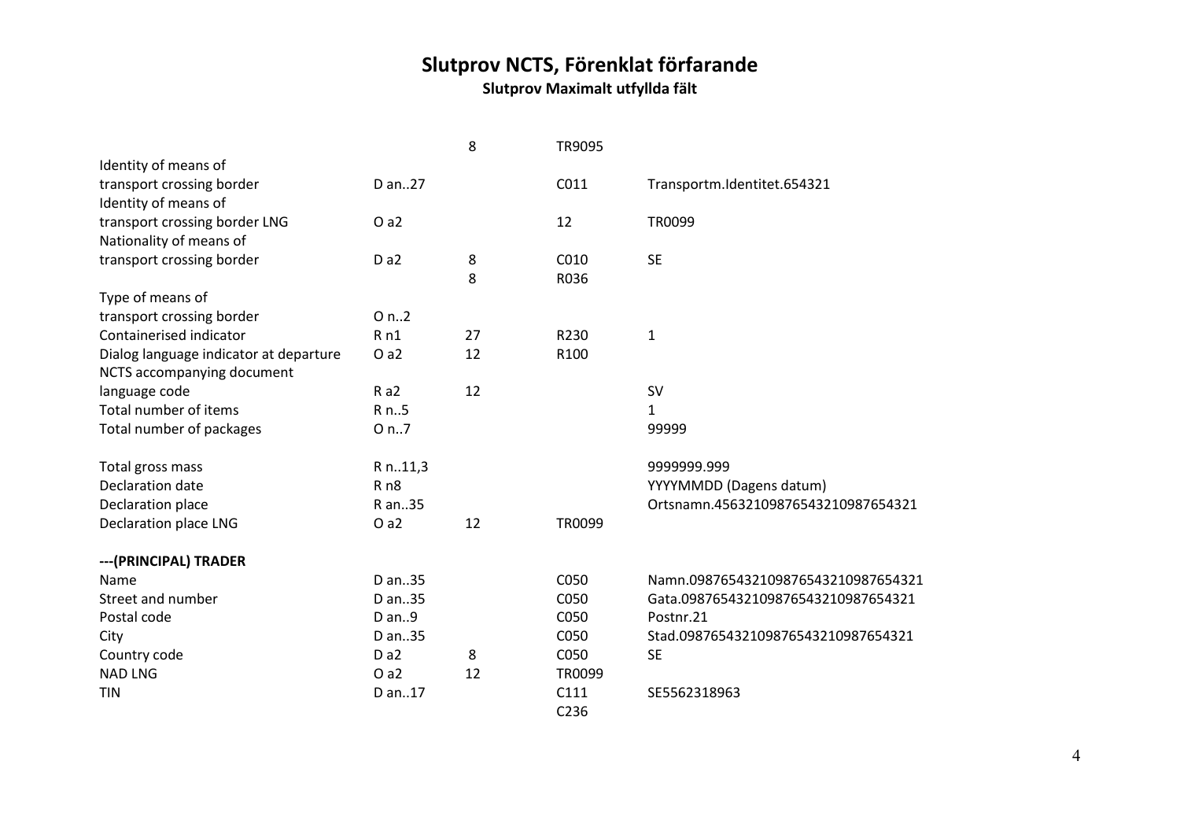# Slutprov NCTS, Förenklat förfarande

**Slutprov Maximalt utfyllda fält**

| | | | | |
|---|---|---|---|---|
| | | 8 | TR9095 | |
| Identity of means of transport crossing border | D an..27 | | C011 | Transportm.Identitet.654321 |
| Identity of means of transport crossing border LNG | O a2 | | 12 | TR0099 |
| Nationality of means of transport crossing border | D a2 | 8 | C010 | SE |
| | | 8 | R036 | |
| Type of means of transport crossing border | O n..2 | | | |
| Containerised indicator | R n1 | 27 | R230 | 1 |
| Dialog language indicator at departure | O a2 | 12 | R100 | |
| NCTS accompanying document language code | R a2 | 12 | | SV |
| Total number of items | R n..5 | | | 1 |
| Total number of packages | O n..7 | | | 99999 |
| Total gross mass | R n..11,3 | | | 9999999.999 |
| Declaration date | R n8 | | | YYYYMMDD (Dagens datum) |
| Declaration place | R an..35 | | | Ortsnamn.45632109876543210987654321 |
| Declaration place LNG | O a2 | 12 | TR0099 | |
| **---(PRINCIPAL) TRADER** | | | | |
| Name | D an..35 | | C050 | Namn.098765432109876543210987654321 |
| Street and number | D an..35 | | C050 | Gata.098765432109876543210987654321 |
| Postal code | D an..9 | | C050 | Postnr.21 |
| City | D an..35 | | C050 | Stad.098765432109876543210987654321 |
| Country code | D a2 | 8 | C050 | SE |
| NAD LNG | O a2 | 12 | TR0099 | |
| TIN | D an..17 | | C111 | SE5562318963 |
| | | | C236 | |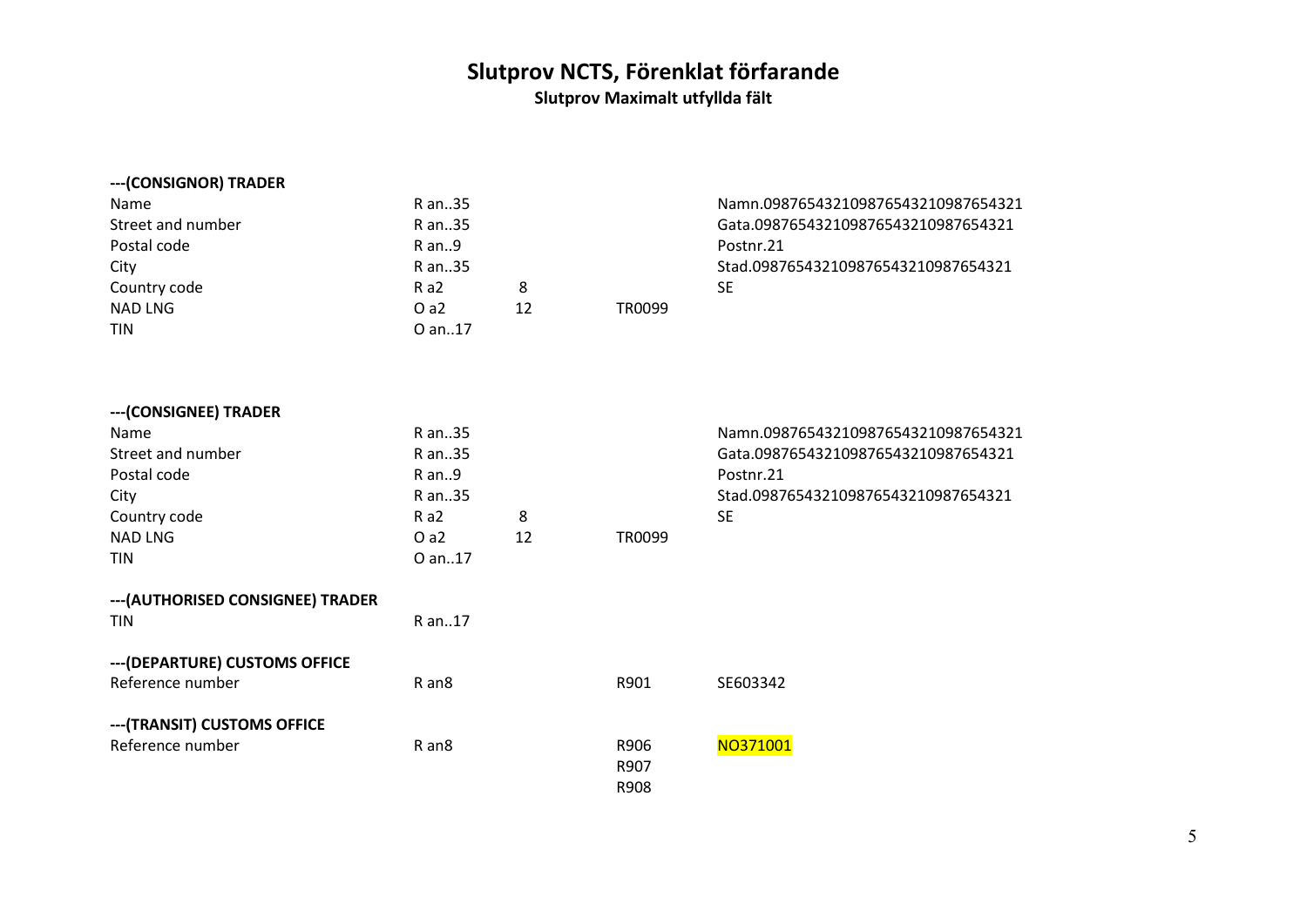# Slutprov NCTS, Förenklat förfarande

**Slutprov Maximalt utfyllda fält**

**---(CONSIGNOR) TRADER**

| | | | | |
|---|---|---|---|---|
| Name | R an..35 | | | Namn.0987654321098765432109876543​21 |
| Street and number | R an..35 | | | Gata.09876543210987654321098765​4321 |
| Postal code | R an..9 | | | Postnr.21 |
| City | R an..35 | | | Stad.098765432109876543210987654321 |
| Country code | R a2 | 8 | | SE |
| NAD LNG | O a2 | 12 | TR0099 | |
| TIN | O an..17 | | | |

**---(CONSIGNEE) TRADER**

| | | | | |
|---|---|---|---|---|
| Name | R an..35 | | | Namn.098765432109876543210987654321 |
| Street and number | R an..35 | | | Gata.098765432109876543210987654321 |
| Postal code | R an..9 | | | Postnr.21 |
| City | R an..35 | | | Stad.098765432109876543210987654321 |
| Country code | R a2 | 8 | | SE |
| NAD LNG | O a2 | 12 | TR0099 | |
| TIN | O an..17 | | | |

**---(AUTHORISED CONSIGNEE) TRADER**

| | | | | |
|---|---|---|---|---|
| TIN | R an..17 | | | |

**---(DEPARTURE) CUSTOMS OFFICE**

| | | | | |
|---|---|---|---|---|
| Reference number | R an8 | | R901 | SE603342 |

**---(TRANSIT) CUSTOMS OFFICE**

| | | | | |
|---|---|---|---|---|
| Reference number | R an8 | | R906<br>R907<br>R908 | NO371001 |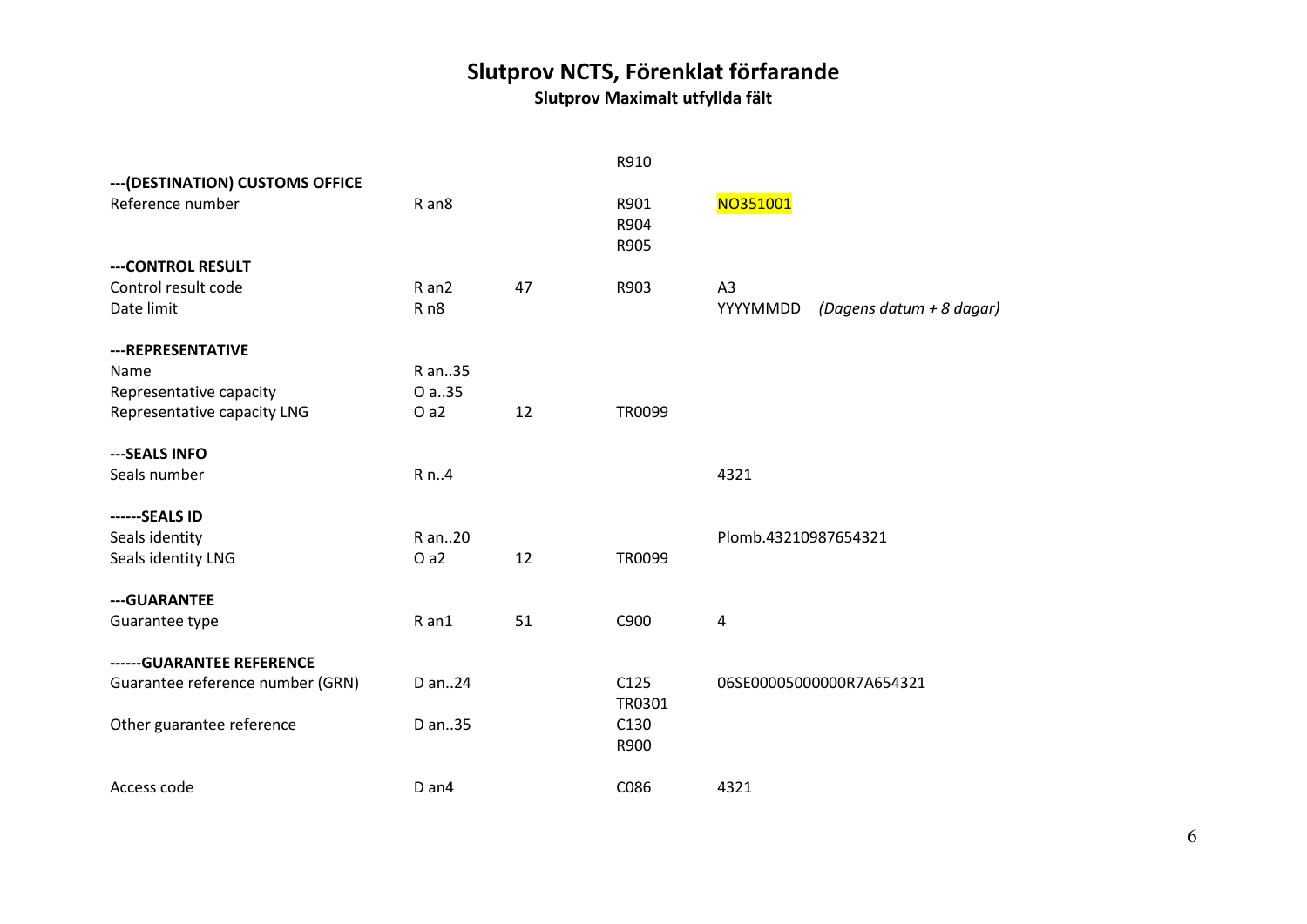# Slutprov NCTS, Förenklat förfarande

**Slutprov Maximalt utfyllda fält**

| | | | | |
|---|---|---|---|---|
| | | | R910 | |
| **---(DESTINATION) CUSTOMS OFFICE** | | | | |
| Reference number | R an8 | | R901<br>R904<br>R905 | NO351001 |
| **---CONTROL RESULT** | | | | |
| Control result code | R an2 | 47 | R903 | A3 |
| Date limit | R n8 | | | YYYYMMDD *(Dagens datum + 8 dagar)* |
| **---REPRESENTATIVE** | | | | |
| Name | R an..35 | | | |
| Representative capacity | O a..35 | | | |
| Representative capacity LNG | O a2 | 12 | TR0099 | |
| **---SEALS INFO** | | | | |
| Seals number | R n..4 | | | 4321 |
| **------SEALS ID** | | | | |
| Seals identity | R an..20 | | | Plomb.43210987654321 |
| Seals identity LNG | O a2 | 12 | TR0099 | |
| **---GUARANTEE** | | | | |
| Guarantee type | R an1 | 51 | C900 | 4 |
| **------GUARANTEE REFERENCE** | | | | |
| Guarantee reference number (GRN) | D an..24 | | C125<br>TR0301 | 06SE00005000000R7A654321 |
| Other guarantee reference | D an..35 | | C130<br>R900 | |
| Access code | D an4 | | C086 | 4321 |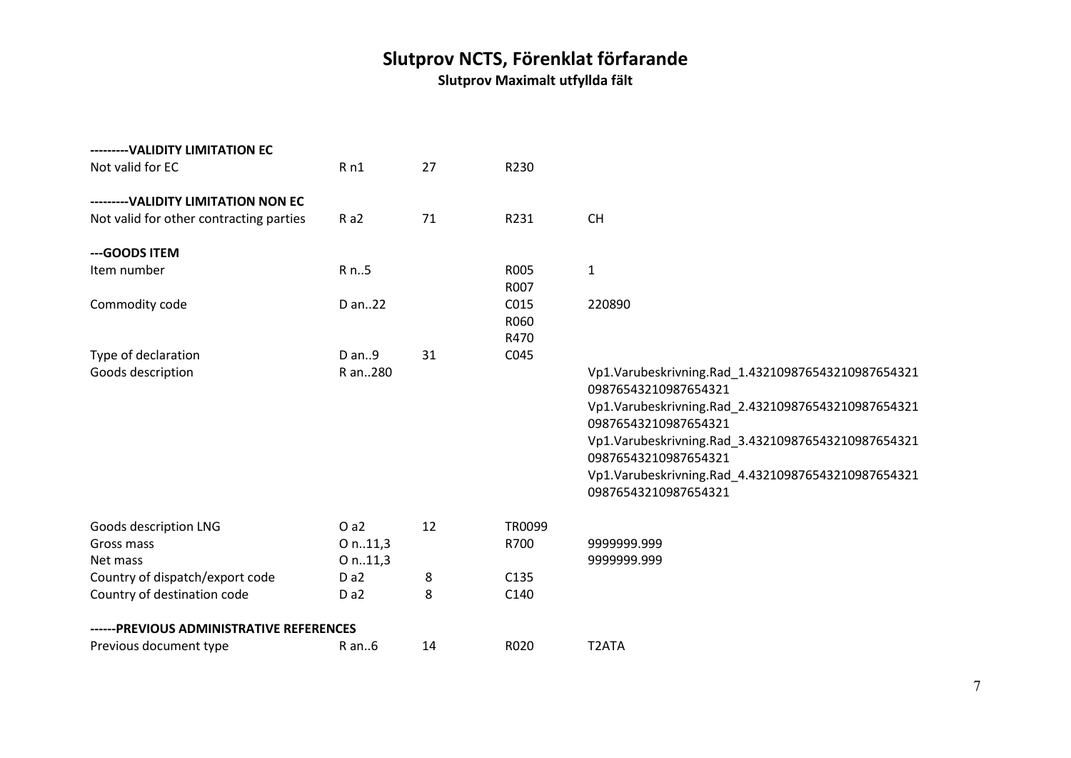# Slutprov NCTS, Förenklat förfarande

**Slutprov Maximalt utfyllda fält**

| | | | | |
|---|---|---|---|---|
| **---------VALIDITY LIMITATION EC** | | | | |
| Not valid for EC | R n1 | 27 | R230 | |
| **---------VALIDITY LIMITATION NON EC** | | | | |
| Not valid for other contracting parties | R a2 | 71 | R231 | CH |
| **---GOODS ITEM** | | | | |
| Item number | R n..5 | | R005<br>R007 | 1 |
| Commodity code | D an..22 | | C015<br>R060<br>R470 | 220890 |
| Type of declaration | D an..9 | 31 | C045 | |
| Goods description | R an..280 | | | Vp1.Varubeskrivning.Rad_1.43210987654321098765432109876543210987654321<br>Vp1.Varubeskrivning.Rad_2.43210987654321098765432109876543210987654321<br>Vp1.Varubeskrivning.Rad_3.43210987654321098765432109876543210987654321<br>Vp1.Varubeskrivning.Rad_4.43210987654321098765432109876543210987654321 |
| Goods description LNG | O a2 | 12 | TR0099 | |
| Gross mass | O n..11,3 | | R700 | 9999999.999 |
| Net mass | O n..11,3 | | | 9999999.999 |
| Country of dispatch/export code | D a2 | 8 | C135 | |
| Country of destination code | D a2 | 8 | C140 | |
| **------PREVIOUS ADMINISTRATIVE REFERENCES** | | | | |
| Previous document type | R an..6 | 14 | R020 | T2ATA |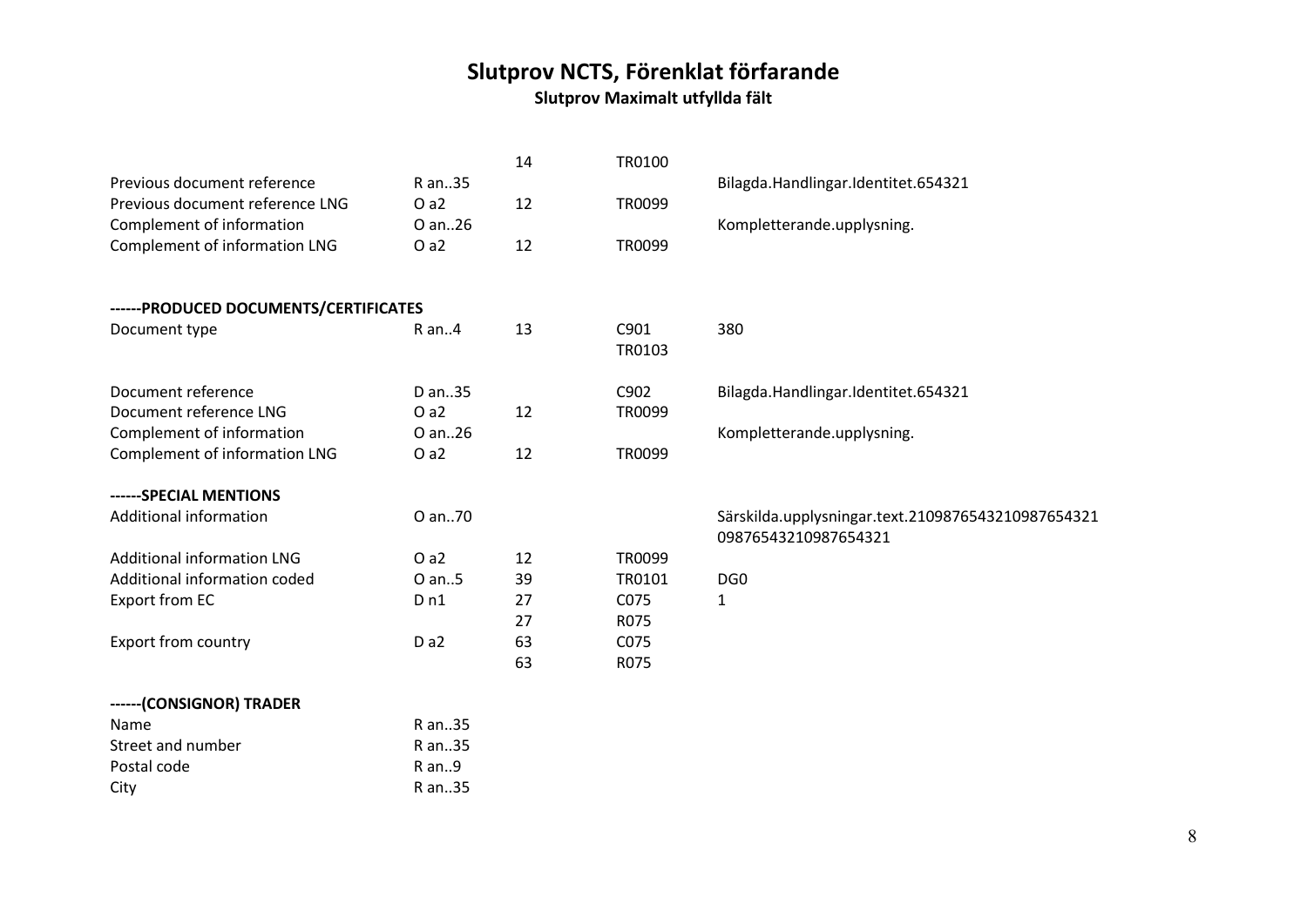# Slutprov NCTS, Förenklat förfarande

**Slutprov Maximalt utfyllda fält**

| | | | | |
|---|---|---|---|---|
| | | 14 | TR0100 | |
| Previous document reference | R an..35 | | | Bilagda.Handlingar.Identitet.654321 |
| Previous document reference LNG | O a2 | 12 | TR0099 | |
| Complement of information | O an..26 | | | Kompletterande.upplysning. |
| Complement of information LNG | O a2 | 12 | TR0099 | |
| | | | | |
| **------PRODUCED DOCUMENTS/CERTIFICATES** | | | | |
| Document type | R an..4 | 13 | C901<br>TR0103 | 380 |
| Document reference | D an..35 | | C902 | Bilagda.Handlingar.Identitet.654321 |
| Document reference LNG | O a2 | 12 | TR0099 | |
| Complement of information | O an..26 | | | Kompletterande.upplysning. |
| Complement of information LNG | O a2 | 12 | TR0099 | |
| | | | | |
| **------SPECIAL MENTIONS** | | | | |
| Additional information | O an..70 | | | Särskilda.upplysningar.text.2109876543210987654321 09876543210987654321 |
| Additional information LNG | O a2 | 12 | TR0099 | |
| Additional information coded | O an..5 | 39 | TR0101 | DG0 |
| Export from EC | D n1 | 27 | C075 | 1 |
| | | 27 | R075 | |
| Export from country | D a2 | 63 | C075 | |
| | | 63 | R075 | |
| | | | | |
| **------(CONSIGNOR) TRADER** | | | | |
| Name | R an..35 | | | |
| Street and number | R an..35 | | | |
| Postal code | R an..9 | | | |
| City | R an..35 | | | |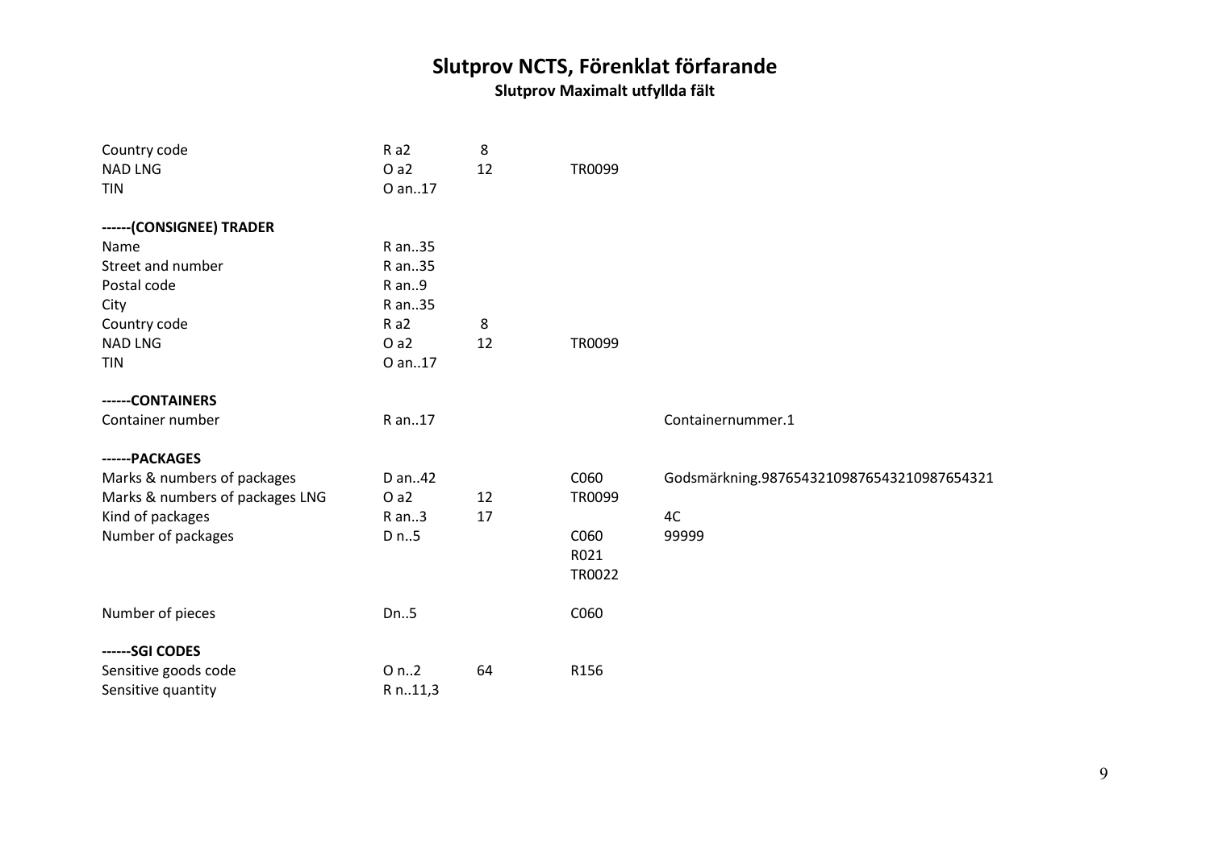# Slutprov NCTS, Förenklat förfarande

**Slutprov Maximalt utfyllda fält**

| | | | | |
|---|---|---|---|---|
| Country code | R a2 | 8 | | |
| NAD LNG | O a2 | 12 | TR0099 | |
| TIN | O an..17 | | | |
| **------(CONSIGNEE) TRADER** | | | | |
| Name | R an..35 | | | |
| Street and number | R an..35 | | | |
| Postal code | R an..9 | | | |
| City | R an..35 | | | |
| Country code | R a2 | 8 | | |
| NAD LNG | O a2 | 12 | TR0099 | |
| TIN | O an..17 | | | |
| **------CONTAINERS** | | | | |
| Container number | R an..17 | | | Containernummer.1 |
| **------PACKAGES** | | | | |
| Marks & numbers of packages | D an..42 | | C060 | Godsmärkning.9876543210987654321098765432​1 |
| Marks & numbers of packages LNG | O a2 | 12 | TR0099 | |
| Kind of packages | R an..3 | 17 | | 4C |
| Number of packages | D n..5 | | C060<br>R021<br>TR0022 | 99999 |
| Number of pieces | Dn..5 | | C060 | |
| **------SGI CODES** | | | | |
| Sensitive goods code | O n..2 | 64 | R156 | |
| Sensitive quantity | R n..11,3 | | | |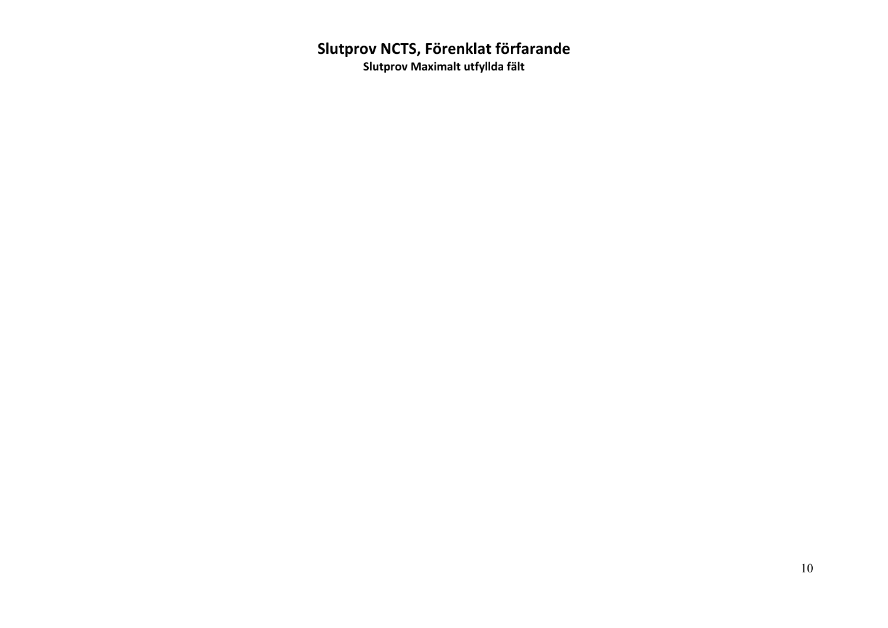# Slutprov NCTS, Förenklat förfarande

**Slutprov Maximalt utfyllda fält**